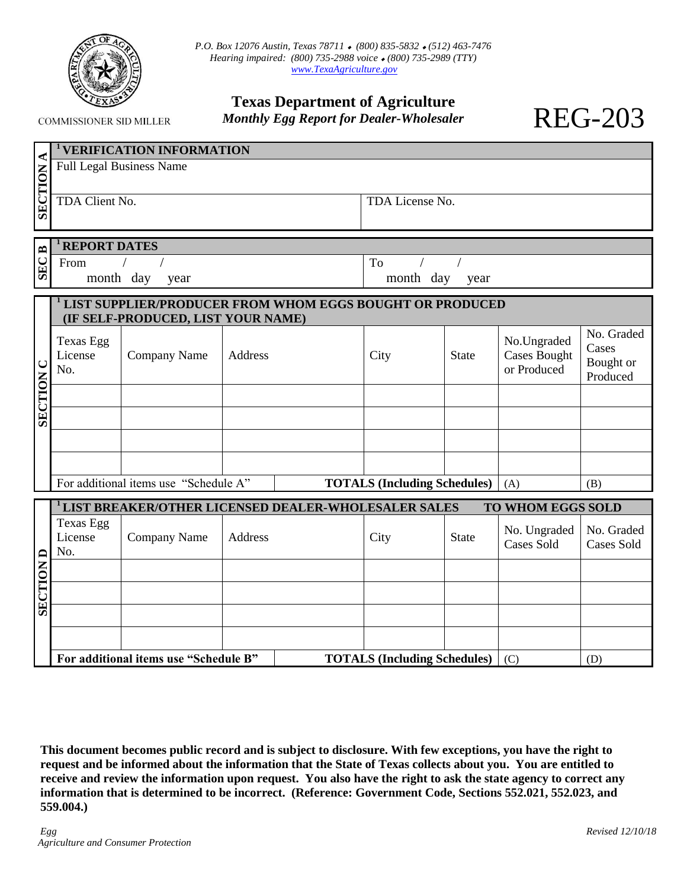P.O. Box 12076 Austin, Texas 78711 ⬥ (800) 835-5832 ⬥ (512) 463-7476
Hearing impaired: (800) 735-2988 voice ⬥ (800) 735-2989 (TTY)
www.TexaAgriculture.gov

COMMISSIONER SID MILLER

# Texas Department of Agriculture

*Monthly Egg Report for Dealer-Wholesaler*

# REG-203

## SECTION A — [1] VERIFICATION INFORMATION

| Full Legal Business Name | |
|---|---|
| TDA Client No. | TDA License No. |

## SEC B — [1] REPORT DATES

| From / / month day year | To / / month day year |
|---|---|

## SECTION C — [1] LIST SUPPLIER/PRODUCER FROM WHOM EGGS BOUGHT OR PRODUCED (IF SELF-PRODUCED, LIST YOUR NAME)

| Texas Egg License No. | Company Name | Address | City | State | No. Ungraded Cases Bought or Produced | No. Graded Cases Bought or Produced |
|---|---|---|---|---|---|---|
| | | | | | | |
| | | | | | | |
| | | | | | | |
| | | | | | | |
| For additional items use "Schedule A" | | | **TOTALS (Including Schedules)** | | (A) | (B) |

## SECTION D — [1] LIST BREAKER/OTHER LICENSED DEALER-WHOLESALER SALES TO WHOM EGGS SOLD

| Texas Egg License No. | Company Name | Address | City | State | No. Ungraded Cases Sold | No. Graded Cases Sold |
|---|---|---|---|---|---|---|
| | | | | | | |
| | | | | | | |
| | | | | | | |
| | | | | | | |
| **For additional items use "Schedule B"** | | | **TOTALS (Including Schedules)** | | (C) | (D) |

**This document becomes public record and is subject to disclosure. With few exceptions, you have the right to request and be informed about the information that the State of Texas collects about you. You are entitled to receive and review the information upon request. You also have the right to ask the state agency to correct any information that is determined to be incorrect. (Reference: Government Code, Sections 552.021, 552.023, and 559.004.)**

*Egg*
*Agriculture and Consumer Protection*

*Revised 12/10/18*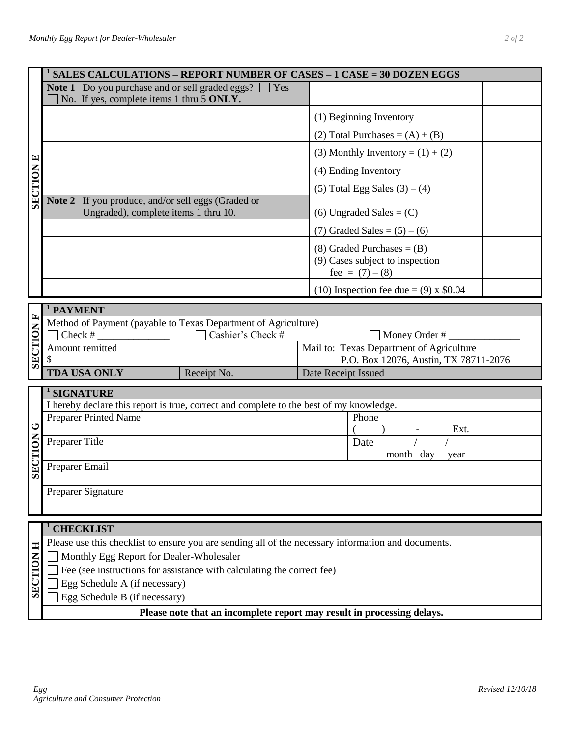## SECTION E

| [1] SALES CALCULATIONS – REPORT NUMBER OF CASES – 1 CASE = 30 DOZEN EGGS | | |
|---|---|---|
| **Note 1** Do you purchase and or sell graded eggs? ☐ Yes ☐ No. If yes, complete items 1 thru 5 **ONLY.** | | |
| | (1) Beginning Inventory | |
| | (2) Total Purchases = (A) + (B) | |
| | (3) Monthly Inventory = (1) + (2) | |
| | (4) Ending Inventory | |
| | (5) Total Egg Sales (3) – (4) | |
| **Note 2** If you produce, and/or sell eggs (Graded or Ungraded), complete items 1 thru 10. | (6) Ungraded Sales = (C) | |
| | (7) Graded Sales = (5) – (6) | |
| | (8) Graded Purchases = (B) | |
| | (9) Cases subject to inspection fee = (7) – (8) | |
| | (10) Inspection fee due = (9) x $0.04 | |

## SECTION F

| [1] PAYMENT | | |
|---|---|---|
| Method of Payment (payable to Texas Department of Agriculture) ☐ Check # ______________ ☐ Cashier's Check # ____________ ☐ Money Order # ______________ | | |
| Amount remitted $ | | Mail to: Texas Department of Agriculture P.O. Box 12076, Austin, TX 78711-2076 |
| **TDA USA ONLY** | Receipt No. | Date Receipt Issued |

## SECTION G

| [1] SIGNATURE | |
|---|---|
| I hereby declare this report is true, correct and complete to the best of my knowledge. | |
| Preparer Printed Name | Phone ( ) - Ext. |
| Preparer Title | Date / / month day year |
| Preparer Email | |
| Preparer Signature | |

## SECTION H

**[1] CHECKLIST**

Please use this checklist to ensure you are sending all of the necessary information and documents.

- ☐ Monthly Egg Report for Dealer-Wholesaler
- ☐ Fee (see instructions for assistance with calculating the correct fee)
- ☐ Egg Schedule A (if necessary)
- ☐ Egg Schedule B (if necessary)

**Please note that an incomplete report may result in processing delays.**